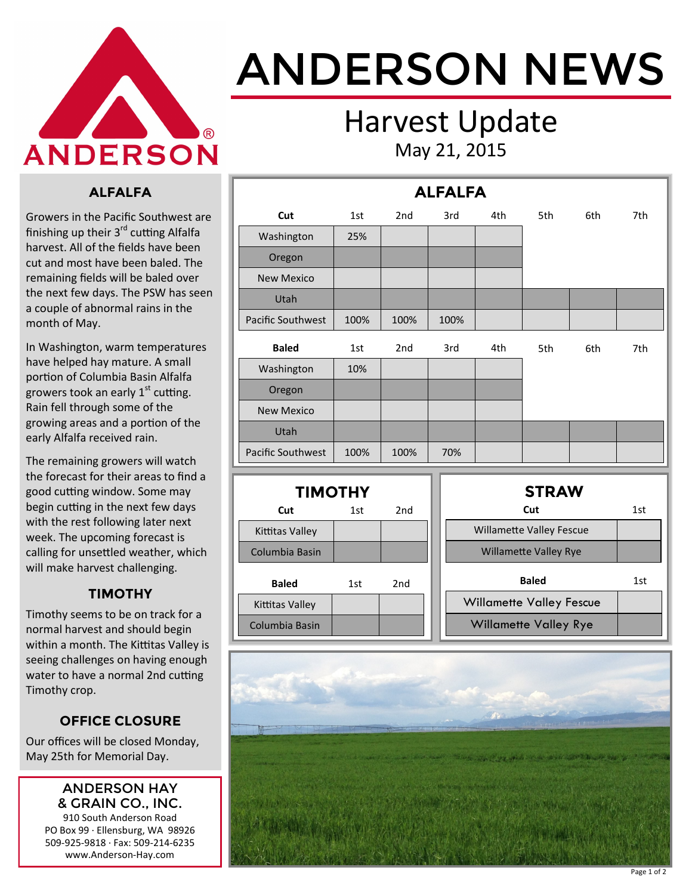# ANDERSON NEWS

## Harvest Update

May 21, 2015

### ALFALFA

Growers in the Pacific Southwest are finishing up their 3rd cutting Alfalfa harvest. All of the fields have been cut and most have been baled. The remaining fields will be baled over the next few days. The PSW has seen a couple of abnormal rains in the month of May.

In Washington, warm temperatures have helped hay mature. A small portion of Columbia Basin Alfalfa growers took an early 1st cutting. Rain fell through some of the growing areas and a portion of the early Alfalfa received rain.

The remaining growers will watch the forecast for their areas to find a good cutting window. Some may begin cutting in the next few days with the rest following later next week. The upcoming forecast is calling for unsettled weather, which will make harvest challenging.

### TIMOTHY

Timothy seems to be on track for a normal harvest and should begin within a month. The Kittitas Valley is seeing challenges on having enough water to have a normal 2nd cutting Timothy crop.

### OFFICE CLOSURE

Our offices will be closed Monday, May 25th for Memorial Day.

**ANDERSON HAY & GRAIN CO., INC.**
910 South Anderson Road
PO Box 99 · Ellensburg, WA 98926
509-925-9818 · Fax: 509-214-6235
www.Anderson-Hay.com

### ALFALFA

| Cut | 1st | 2nd | 3rd | 4th | 5th | 6th | 7th |
|---|---|---|---|---|---|---|---|
| Washington | 25% | | | | | | |
| Oregon | | | | | | | |
| New Mexico | | | | | | | |
| Utah | | | | | | | |
| Pacific Southwest | 100% | 100% | 100% | | | | |

| Baled | 1st | 2nd | 3rd | 4th | 5th | 6th | 7th |
|---|---|---|---|---|---|---|---|
| Washington | 10% | | | | | | |
| Oregon | | | | | | | |
| New Mexico | | | | | | | |
| Utah | | | | | | | |
| Pacific Southwest | 100% | 100% | 70% | | | | |

### TIMOTHY

| Cut | 1st | 2nd |
|---|---|---|
| Kittitas Valley | | |
| Columbia Basin | | |

| Baled | 1st | 2nd |
|---|---|---|
| Kittitas Valley | | |
| Columbia Basin | | |

### STRAW

| Cut | 1st |
|---|---|
| Willamette Valley Fescue | |
| Willamette Valley Rye | |

| Baled | 1st |
|---|---|
| Willamette Valley Fescue | |
| Willamette Valley Rye | |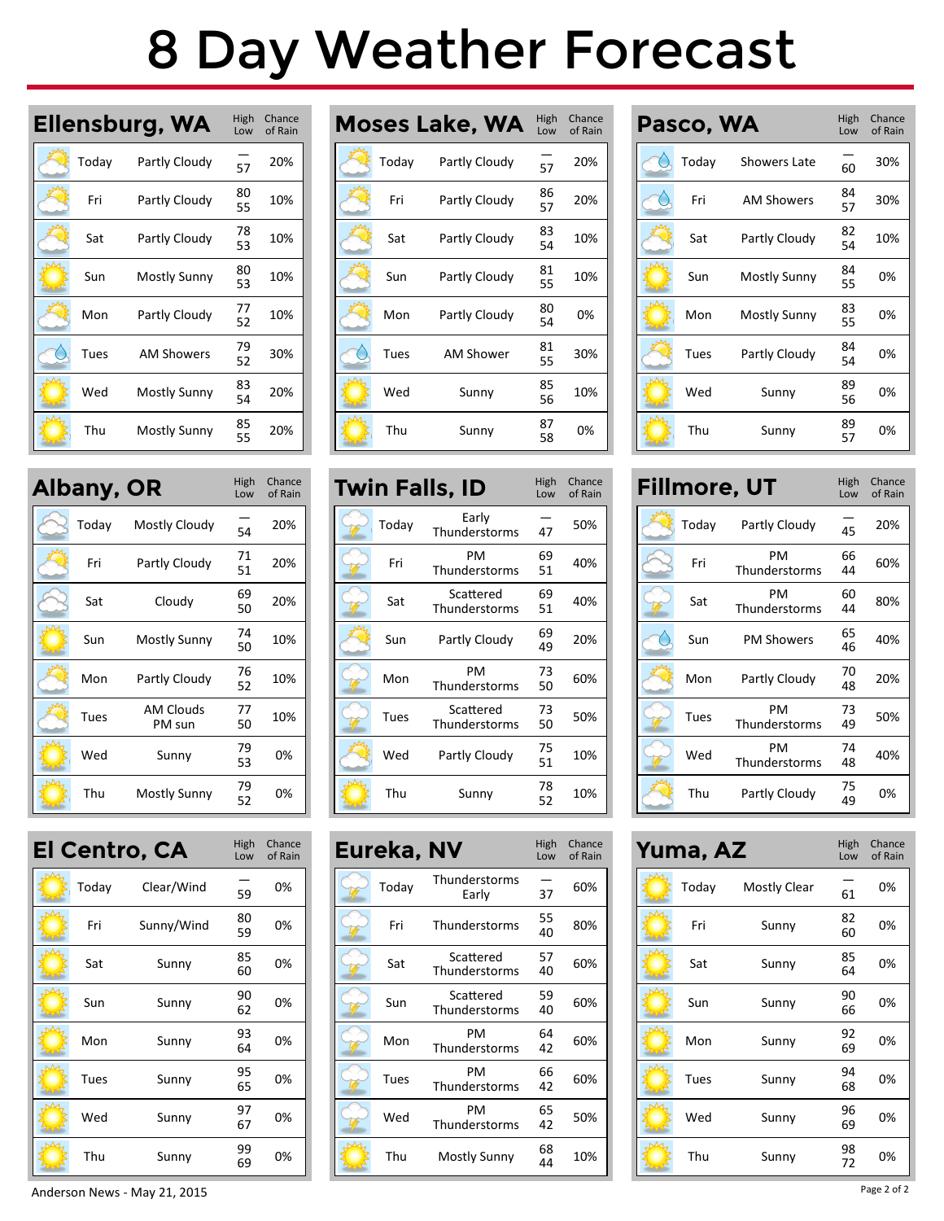# 8 Day Weather Forecast

## Ellensburg, WA

| Day | Forecast | High/Low | Chance of Rain |
| --- | --- | --- | --- |
| Today | Partly Cloudy | — / 57 | 20% |
| Fri | Partly Cloudy | 80 / 55 | 10% |
| Sat | Partly Cloudy | 78 / 53 | 10% |
| Sun | Mostly Sunny | 80 / 53 | 10% |
| Mon | Partly Cloudy | 77 / 52 | 10% |
| Tues | AM Showers | 79 / 52 | 30% |
| Wed | Mostly Sunny | 83 / 54 | 20% |
| Thu | Mostly Sunny | 85 / 55 | 20% |

## Moses Lake, WA

| Day | Forecast | High/Low | Chance of Rain |
| --- | --- | --- | --- |
| Today | Partly Cloudy | — / 57 | 20% |
| Fri | Partly Cloudy | 86 / 57 | 20% |
| Sat | Partly Cloudy | 83 / 54 | 10% |
| Sun | Partly Cloudy | 81 / 55 | 10% |
| Mon | Partly Cloudy | 80 / 54 | 0% |
| Tues | AM Shower | 81 / 55 | 30% |
| Wed | Sunny | 85 / 56 | 10% |
| Thu | Sunny | 87 / 58 | 0% |

## Pasco, WA

| Day | Forecast | High/Low | Chance of Rain |
| --- | --- | --- | --- |
| Today | Showers Late | — / 60 | 30% |
| Fri | AM Showers | 84 / 57 | 30% |
| Sat | Partly Cloudy | 82 / 54 | 10% |
| Sun | Mostly Sunny | 84 / 55 | 0% |
| Mon | Mostly Sunny | 83 / 55 | 0% |
| Tues | Partly Cloudy | 84 / 54 | 0% |
| Wed | Sunny | 89 / 56 | 0% |
| Thu | Sunny | 89 / 57 | 0% |

## Albany, OR

| Day | Forecast | High/Low | Chance of Rain |
| --- | --- | --- | --- |
| Today | Mostly Cloudy | — / 54 | 20% |
| Fri | Partly Cloudy | 71 / 51 | 20% |
| Sat | Cloudy | 69 / 50 | 20% |
| Sun | Mostly Sunny | 74 / 50 | 10% |
| Mon | Partly Cloudy | 76 / 52 | 10% |
| Tues | AM Clouds PM sun | 77 / 50 | 10% |
| Wed | Sunny | 79 / 53 | 0% |
| Thu | Mostly Sunny | 79 / 52 | 0% |

## Twin Falls, ID

| Day | Forecast | High/Low | Chance of Rain |
| --- | --- | --- | --- |
| Today | Early Thunderstorms | — / 47 | 50% |
| Fri | PM Thunderstorms | 69 / 51 | 40% |
| Sat | Scattered Thunderstorms | 69 / 51 | 40% |
| Sun | Partly Cloudy | 69 / 49 | 20% |
| Mon | PM Thunderstorms | 73 / 50 | 60% |
| Tues | Scattered Thunderstorms | 73 / 50 | 50% |
| Wed | Partly Cloudy | 75 / 51 | 10% |
| Thu | Sunny | 78 / 52 | 10% |

## Fillmore, UT

| Day | Forecast | High/Low | Chance of Rain |
| --- | --- | --- | --- |
| Today | Partly Cloudy | — / 45 | 20% |
| Fri | PM Thunderstorms | 66 / 44 | 60% |
| Sat | PM Thunderstorms | 60 / 44 | 80% |
| Sun | PM Showers | 65 / 46 | 40% |
| Mon | Partly Cloudy | 70 / 48 | 20% |
| Tues | PM Thunderstorms | 73 / 49 | 50% |
| Wed | PM Thunderstorms | 74 / 48 | 40% |
| Thu | Partly Cloudy | 75 / 49 | 0% |

## El Centro, CA

| Day | Forecast | High/Low | Chance of Rain |
| --- | --- | --- | --- |
| Today | Clear/Wind | — / 59 | 0% |
| Fri | Sunny/Wind | 80 / 59 | 0% |
| Sat | Sunny | 85 / 60 | 0% |
| Sun | Sunny | 90 / 62 | 0% |
| Mon | Sunny | 93 / 64 | 0% |
| Tues | Sunny | 95 / 65 | 0% |
| Wed | Sunny | 97 / 67 | 0% |
| Thu | Sunny | 99 / 69 | 0% |

## Eureka, NV

| Day | Forecast | High/Low | Chance of Rain |
| --- | --- | --- | --- |
| Today | Thunderstorms Early | — / 37 | 60% |
| Fri | Thunderstorms | 55 / 40 | 80% |
| Sat | Scattered Thunderstorms | 57 / 40 | 60% |
| Sun | Scattered Thunderstorms | 59 / 40 | 60% |
| Mon | PM Thunderstorms | 64 / 42 | 60% |
| Tues | PM Thunderstorms | 66 / 42 | 60% |
| Wed | PM Thunderstorms | 65 / 42 | 50% |
| Thu | Mostly Sunny | 68 / 44 | 10% |

## Yuma, AZ

| Day | Forecast | High/Low | Chance of Rain |
| --- | --- | --- | --- |
| Today | Mostly Clear | — / 61 | 0% |
| Fri | Sunny | 82 / 60 | 0% |
| Sat | Sunny | 85 / 64 | 0% |
| Sun | Sunny | 90 / 66 | 0% |
| Mon | Sunny | 92 / 69 | 0% |
| Tues | Sunny | 94 / 68 | 0% |
| Wed | Sunny | 96 / 69 | 0% |
| Thu | Sunny | 98 / 72 | 0% |

Anderson News - May 21, 2015